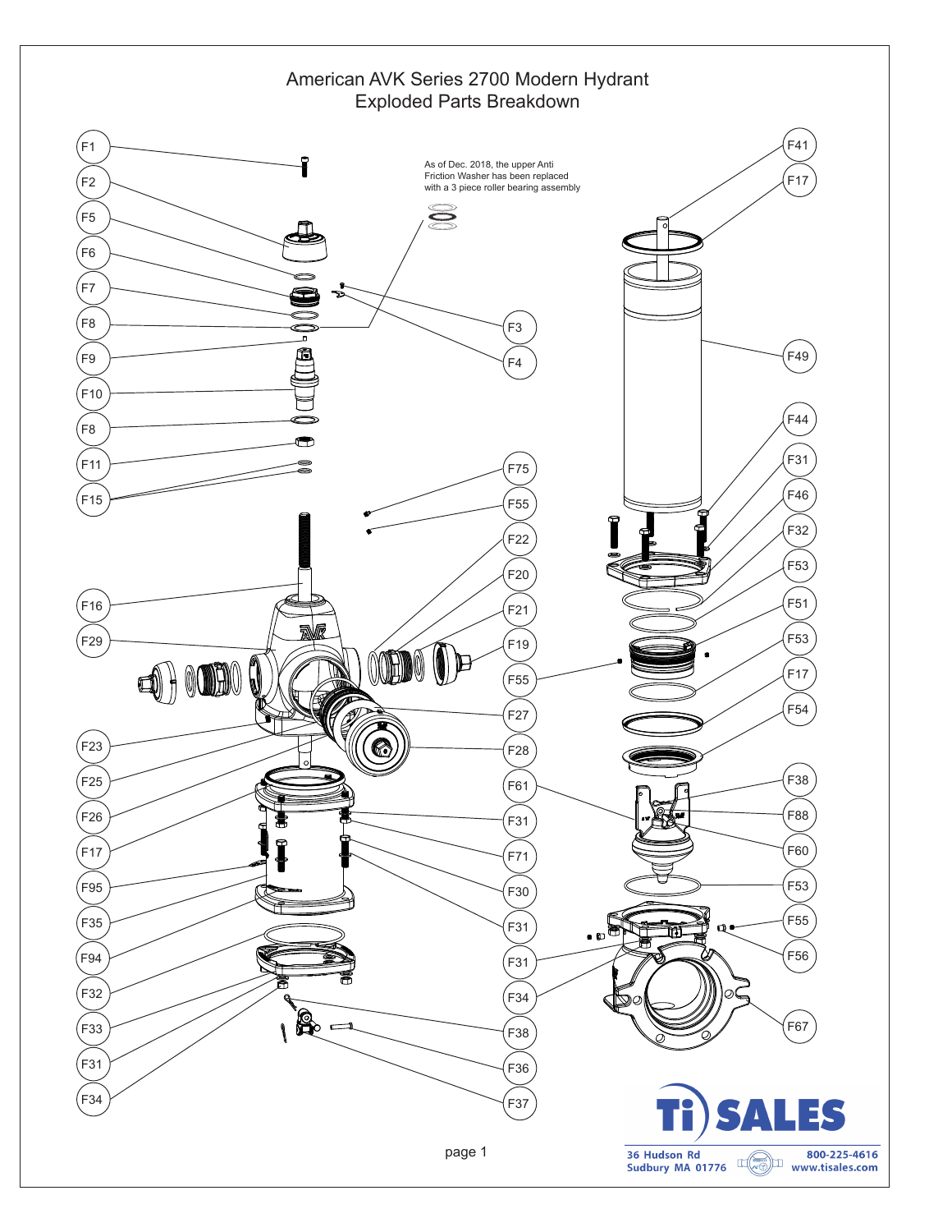# American AVK Series 2700 Modern Hydrant
## Exploded Parts Breakdown

As of Dec. 2018, the upper Anti Friction Washer has been replaced with a 3 piece roller bearing assembly

F1, F2, F5, F6, F7, F8, F9, F10, F8, F11, F15, F16, F29, F23, F25, F26, F17, F95, F35, F94, F32, F33, F31, F34

F3, F4, F75, F55, F22, F20, F21, F19, F55, F27, F28, F61, F31, F71, F30, F31, F31, F34, F38, F36, F37

F41, F17, F49, F44, F31, F46, F32, F53, F51, F53, F17, F54, F38, F88, F60, F53, F55, F56, F67

**Ti SALES**
36 Hudson Rd
Sudbury MA 01776
800-225-4616
www.tisales.com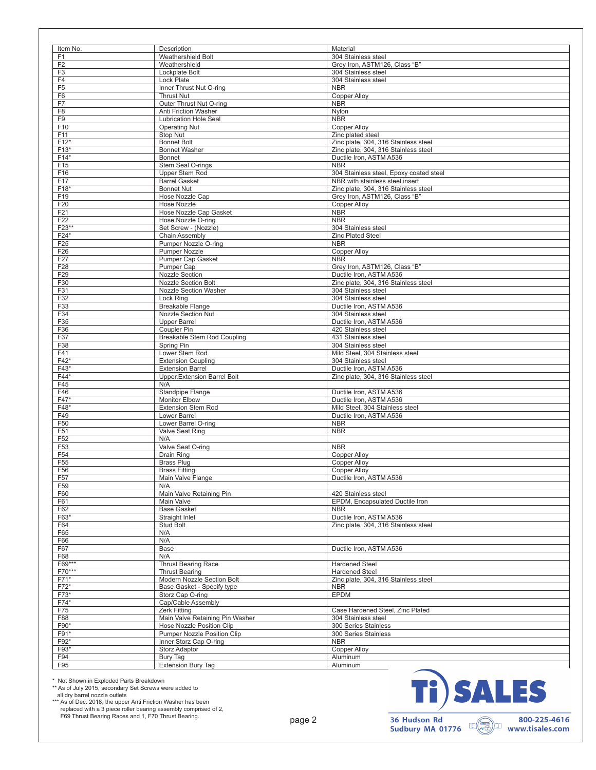| Item No. | Description | Material |
|---|---|---|
| F1 | Weathershield Bolt | 304 Stainless steel |
| F2 | Weathershield | Grey Iron, ASTM126, Class "B" |
| F3 | Lockplate Bolt | 304 Stainless steel |
| F4 | Lock Plate | 304 Stainless steel |
| F5 | Inner Thrust Nut O-ring | NBR |
| F6 | Thrust Nut | Copper Alloy |
| F7 | Outer Thrust Nut O-ring | NBR |
| F8 | Anti Friction Washer | Nylon |
| F9 | Lubrication Hole Seal | NBR |
| F10 | Operating Nut | Copper Alloy |
| F11 | Stop Nut | Zinc plated steel |
| F12* | Bonnet Bolt | Zinc plate, 304, 316 Stainless steel |
| F13* | Bonnet Washer | Zinc plate, 304, 316 Stainless steel |
| F14* | Bonnet | Ductile Iron, ASTM A536 |
| F15 | Stem Seal O-rings | NBR |
| F16 | Upper Stem Rod | 304 Stainless steel, Epoxy coated steel |
| F17 | Barrel Gasket | NBR with stainless steel insert |
| F18* | Bonnet Nut | Zinc plate, 304, 316 Stainless steel |
| F19 | Hose Nozzle Cap | Grey Iron, ASTM126, Class "B" |
| F20 | Hose Nozzle | Copper Alloy |
| F21 | Hose Nozzle Cap Gasket | NBR |
| F22 | Hose Nozzle O-ring | NBR |
| F23** | Set Screw - (Nozzle) | 304 Stainless steel |
| F24* | Chain Assembly | Zinc Plated Steel |
| F25 | Pumper Nozzle O-ring | NBR |
| F26 | Pumper Nozzle | Copper Alloy |
| F27 | Pumper Cap Gasket | NBR |
| F28 | Pumper Cap | Grey Iron, ASTM126, Class "B" |
| F29 | Nozzle Section | Ductile Iron, ASTM A536 |
| F30 | Nozzle Section Bolt | Zinc plate, 304, 316 Stainless steel |
| F31 | Nozzle Section Washer | 304 Stainless steel |
| F32 | Lock Ring | 304 Stainless steel |
| F33 | Breakable Flange | Ductile Iron, ASTM A536 |
| F34 | Nozzle Section Nut | 304 Stainless steel |
| F35 | Upper Barrel | Ductile Iron, ASTM A536 |
| F36 | Coupler Pin | 420 Stainless steel |
| F37 | Breakable Stem Rod Coupling | 431 Stainless steel |
| F38 | Spring Pin | 304 Stainless steel |
| F41 | Lower Stem Rod | Mild Steel, 304 Stainless steel |
| F42* | Extension Coupling | 304 Stainless steel |
| F43* | Extension Barrel | Ductile Iron, ASTM A536 |
| F44* | Upper.Extension Barrel Bolt | Zinc plate, 304, 316 Stainless steel |
| F45 | N/A | |
| F46 | Standpipe Flange | Ductile Iron, ASTM A536 |
| F47* | Monitor Elbow | Ductile Iron, ASTM A536 |
| F48* | Extension Stem Rod | Mild Steel, 304 Stainless steel |
| F49 | Lower Barrel | Ductile Iron, ASTM A536 |
| F50 | Lower Barrel O-ring | NBR |
| F51 | Valve Seat Ring | NBR |
| F52 | N/A | |
| F53 | Valve Seat O-ring | NBR |
| F54 | Drain Ring | Copper Alloy |
| F55 | Brass Plug | Copper Alloy |
| F56 | Brass Fitting | Copper Alloy |
| F57 | Main Valve Flange | Ductile Iron, ASTM A536 |
| F59 | N/A | |
| F60 | Main Valve Retaining Pin | 420 Stainless steel |
| F61 | Main Valve | EPDM, Encapsulated Ductile Iron |
| F62 | Base Gasket | NBR |
| F63* | Straight Inlet | Ductile Iron, ASTM A536 |
| F64 | Stud Bolt | Zinc plate, 304, 316 Stainless steel |
| F65 | N/A | |
| F66 | N/A | |
| F67 | Base | Ductile Iron, ASTM A536 |
| F68 | N/A | |
| F69*** | Thrust Bearing Race | Hardened Steel |
| F70*** | Thrust Bearing | Hardened Steel |
| F71* | Modern Nozzle Section Bolt | Zinc plate, 304, 316 Stainless steel |
| F72* | Base Gasket - Specify type | NBR |
| F73* | Storz Cap O-ring | EPDM |
| F74* | Cap/Cable Assembly | |
| F75 | Zerk Fitting | Case Hardened Steel, Zinc Plated |
| F88 | Main Valve Retaining Pin Washer | 304 Stainless steel |
| F90* | Hose Nozzle Position Clip | 300 Series Stainless |
| F91* | Pumper Nozzle Position Clip | 300 Series Stainless |
| F92* | Inner Storz Cap O-ring | NBR |
| F93* | Storz Adaptor | Copper Alloy |
| F94 | Bury Tag | Aluminum |
| F95 | Extension Bury Tag | Aluminum |

\* Not Shown in Exploded Parts Breakdown

** As of July 2015, secondary Set Screws were added to all dry barrel nozzle outlets

*** As of Dec. 2018, the upper Anti Friction Washer has been replaced with a 3 piece roller bearing assembly comprised of 2, F69 Thrust Bearing Races and 1, F70 Thrust Bearing.

Ti SALES

36 Hudson Rd
Sudbury MA 01776

800-225-4616
www.tisales.com